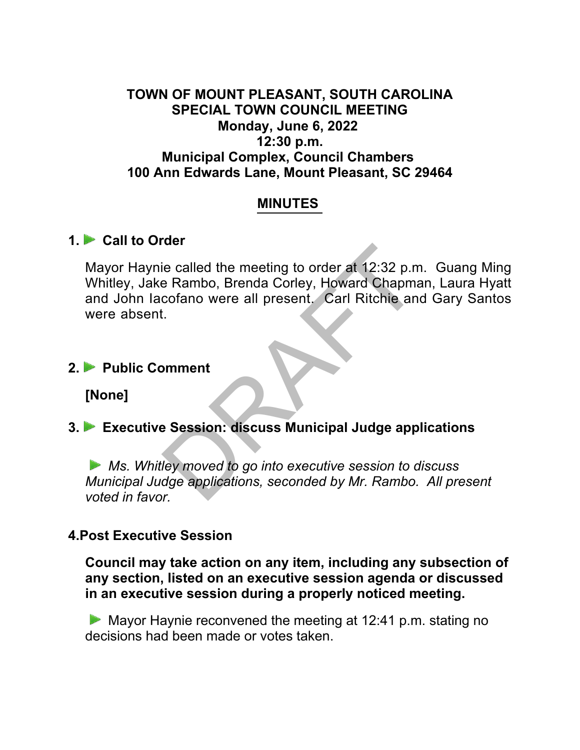**TOWN OF MOUNT PLEASANT, SOUTH CAROLINA**
**SPECIAL TOWN COUNCIL MEETING**
**Monday, June 6, 2022**
**12:30 p.m.**
**Municipal Complex, Council Chambers**
**100 Ann Edwards Lane, Mount Pleasant, SC 29464**

# MINUTES

## 1. Call to Order

Mayor Haynie called the meeting to order at 12:32 p.m. Guang Ming Whitley, Jake Rambo, Brenda Corley, Howard Chapman, Laura Hyatt and John Iacofano were all present. Carl Ritchie and Gary Santos were absent.

## 2. Public Comment

**[None]**

## 3. Executive Session: discuss Municipal Judge applications

*Ms. Whitley moved to go into executive session to discuss Municipal Judge applications, seconded by Mr. Rambo. All present voted in favor.*

## 4. Post Executive Session

**Council may take action on any item, including any subsection of any section, listed on an executive session agenda or discussed in an executive session during a properly noticed meeting.**

Mayor Haynie reconvened the meeting at 12:41 p.m. stating no decisions had been made or votes taken.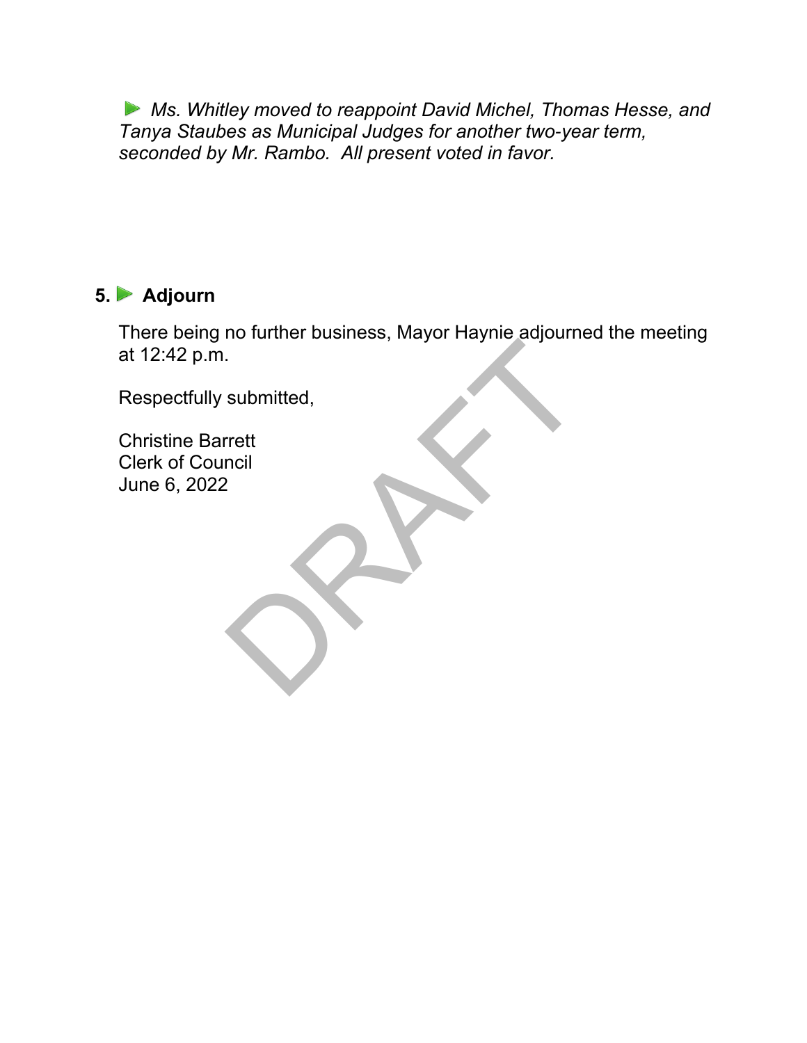*Ms. Whitley moved to reappoint David Michel, Thomas Hesse, and Tanya Staubes as Municipal Judges for another two-year term, seconded by Mr. Rambo. All present voted in favor.*

## 5. Adjourn

There being no further business, Mayor Haynie adjourned the meeting at 12:42 p.m.

Respectfully submitted,

Christine Barrett
Clerk of Council
June 6, 2022

DRAFT